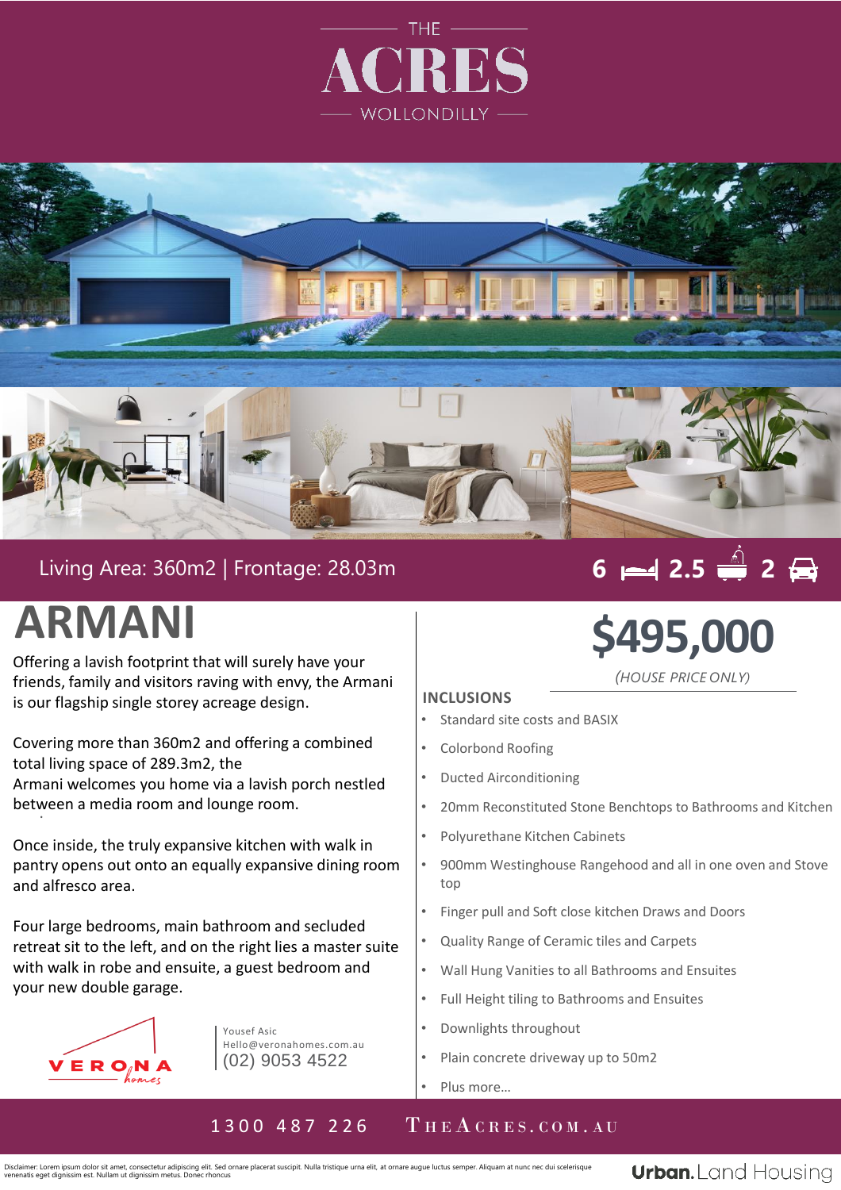THE

# ACRES

WOLLONDILLY

Living Area: 360m2 | Frontage: 28.03m

6 bed | 2.5 bath | 2 car

# ARMANI

Offering a lavish footprint that will surely have your friends, family and visitors raving with envy, the Armani is our flagship single storey acreage design.

Covering more than 360m2 and offering a combined total living space of 289.3m2, the Armani welcomes you home via a lavish porch nestled between a media room and lounge room.

Once inside, the truly expansive kitchen with walk in pantry opens out onto an equally expansive dining room and alfresco area.

Four large bedrooms, main bathroom and secluded retreat sit to the left, and on the right lies a master suite with walk in robe and ensuite, a guest bedroom and your new double garage.

VERONA homes

Yousef Asic
Hello@veronahomes.com.au
(02) 9053 4522

## $495,000

*(HOUSE PRICE ONLY)*

### INCLUSIONS

- Standard site costs and BASIX
- Colorbond Roofing
- Ducted Airconditioning
- 20mm Reconstituted Stone Benchtops to Bathrooms and Kitchen
- Polyurethane Kitchen Cabinets
- 900mm Westinghouse Rangehood and all in one oven and Stove top
- Finger pull and Soft close kitchen Draws and Doors
- Quality Range of Ceramic tiles and Carpets
- Wall Hung Vanities to all Bathrooms and Ensuites
- Full Height tiling to Bathrooms and Ensuites
- Downlights throughout
- Plain concrete driveway up to 50m2
- Plus more...

1300 487 226 THEACRES.COM.AU

Disclaimer: Lorem ipsum dolor sit amet, consectetur adipiscing elit. Sed ornare placerat suscipit. Nulla tristique urna elit, at ornare augue luctus semper. Aliquam at nunc nec dui scelerisque venenatis eget dignissim est. Nullam ut dignissim metus. Donec rhoncus

Urban. Land Housing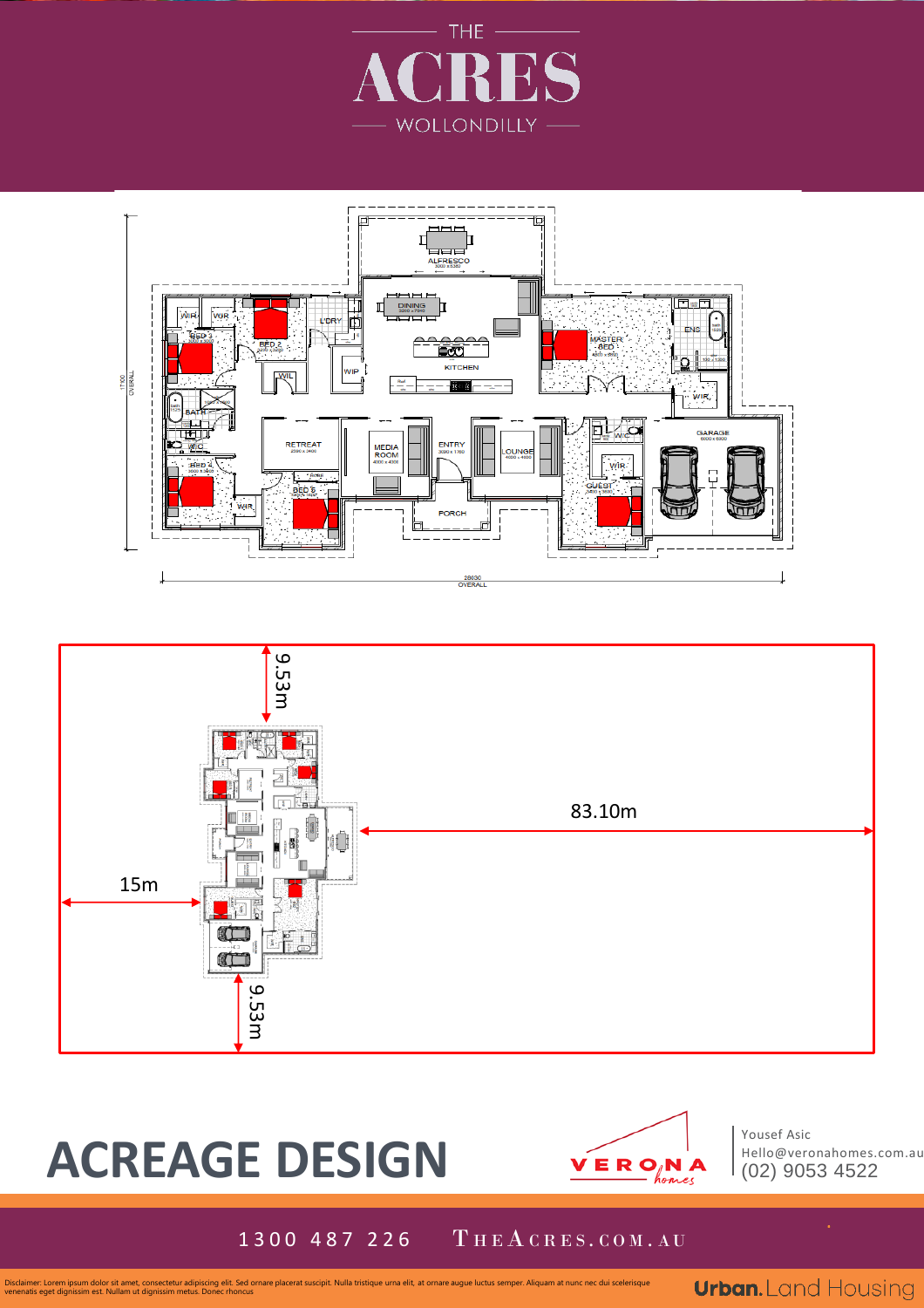THE

# ACRES

WOLLONDILLY

ALFRESCO

DINING

KITCHEN

WIP

L'DRY

WIR

BED 3

BED 2

WIL

BATH

WIC

BED 4

WIR

RETREAT

MEDIA ROOM

ENTRY

LOUNGE

PORCH

BED 5

MASTER BED

ENS

WIR

GARAGE

WIC

WIR

GUEST

17100 OVERALL

28630 OVERALL

9.53m

83.10m

15m

9.53m

# ACREAGE DESIGN

VERONA homes

Yousef Asic
Hello@veronahomes.com.au
(02) 9053 4522

1300 487 226 THEACRES.COM.AU

Disclaimer: Lorem ipsum dolor sit amet, consectetur adipiscing elit. Sed ornare placerat suscipit. Nulla tristique urna elit, at ornare augue luctus semper. Aliquam at nunc nec dui scelerisque venenatis eget dignissim est. Nullam ut dignissim metus. Donec rhoncus

Urban. Land Housing